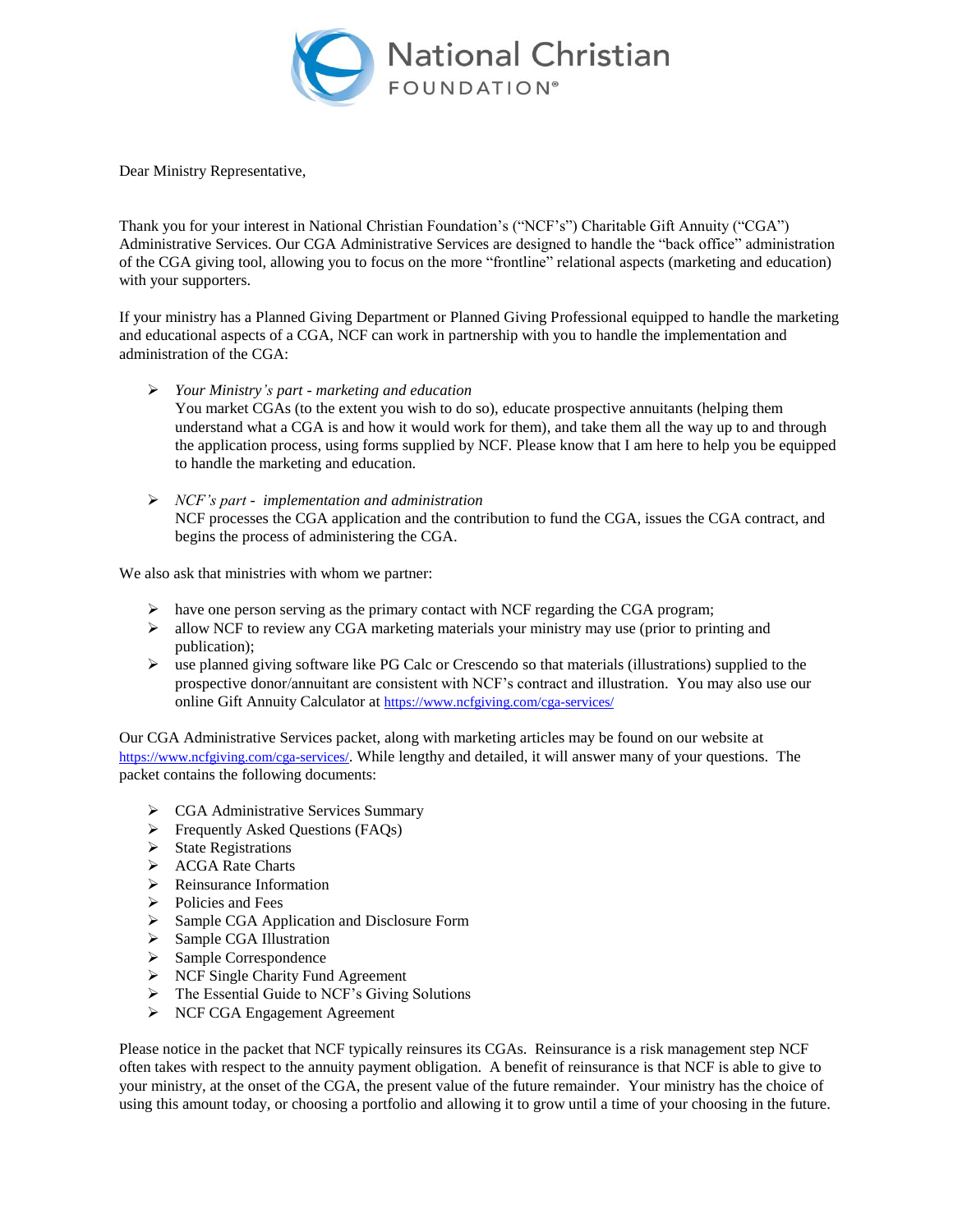National Christian FOUNDATION®

Dear Ministry Representative,

Thank you for your interest in National Christian Foundation's ("NCF's") Charitable Gift Annuity ("CGA") Administrative Services. Our CGA Administrative Services are designed to handle the "back office" administration of the CGA giving tool, allowing you to focus on the more "frontline" relational aspects (marketing and education) with your supporters.

If your ministry has a Planned Giving Department or Planned Giving Professional equipped to handle the marketing and educational aspects of a CGA, NCF can work in partnership with you to handle the implementation and administration of the CGA:

- *Your Ministry's part - marketing and education*
  You market CGAs (to the extent you wish to do so), educate prospective annuitants (helping them understand what a CGA is and how it would work for them), and take them all the way up to and through the application process, using forms supplied by NCF. Please know that I am here to help you be equipped to handle the marketing and education.

- *NCF's part - implementation and administration*
  NCF processes the CGA application and the contribution to fund the CGA, issues the CGA contract, and begins the process of administering the CGA.

We also ask that ministries with whom we partner:

- have one person serving as the primary contact with NCF regarding the CGA program;
- allow NCF to review any CGA marketing materials your ministry may use (prior to printing and publication);
- use planned giving software like PG Calc or Crescendo so that materials (illustrations) supplied to the prospective donor/annuitant are consistent with NCF's contract and illustration. You may also use our online Gift Annuity Calculator at https://www.ncfgiving.com/cga-services/

Our CGA Administrative Services packet, along with marketing articles may be found on our website at https://www.ncfgiving.com/cga-services/. While lengthy and detailed, it will answer many of your questions. The packet contains the following documents:

- CGA Administrative Services Summary
- Frequently Asked Questions (FAQs)
- State Registrations
- ACGA Rate Charts
- Reinsurance Information
- Policies and Fees
- Sample CGA Application and Disclosure Form
- Sample CGA Illustration
- Sample Correspondence
- NCF Single Charity Fund Agreement
- The Essential Guide to NCF's Giving Solutions
- NCF CGA Engagement Agreement

Please notice in the packet that NCF typically reinsures its CGAs. Reinsurance is a risk management step NCF often takes with respect to the annuity payment obligation. A benefit of reinsurance is that NCF is able to give to your ministry, at the onset of the CGA, the present value of the future remainder. Your ministry has the choice of using this amount today, or choosing a portfolio and allowing it to grow until a time of your choosing in the future.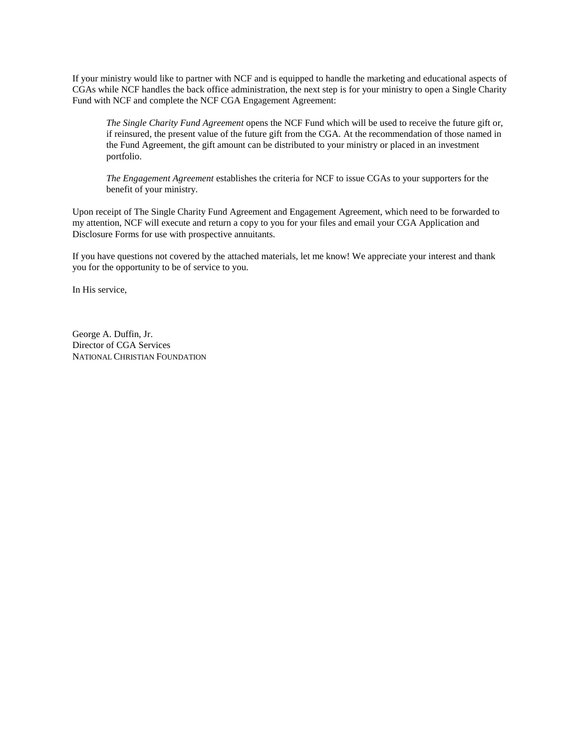If your ministry would like to partner with NCF and is equipped to handle the marketing and educational aspects of CGAs while NCF handles the back office administration, the next step is for your ministry to open a Single Charity Fund with NCF and complete the NCF CGA Engagement Agreement:

> *The Single Charity Fund Agreement* opens the NCF Fund which will be used to receive the future gift or, if reinsured, the present value of the future gift from the CGA. At the recommendation of those named in the Fund Agreement, the gift amount can be distributed to your ministry or placed in an investment portfolio.
>
> *The Engagement Agreement* establishes the criteria for NCF to issue CGAs to your supporters for the benefit of your ministry.

Upon receipt of The Single Charity Fund Agreement and Engagement Agreement, which need to be forwarded to my attention, NCF will execute and return a copy to you for your files and email your CGA Application and Disclosure Forms for use with prospective annuitants.

If you have questions not covered by the attached materials, let me know! We appreciate your interest and thank you for the opportunity to be of service to you.

In His service,

George A. Duffin, Jr.
Director of CGA Services
NATIONAL CHRISTIAN FOUNDATION